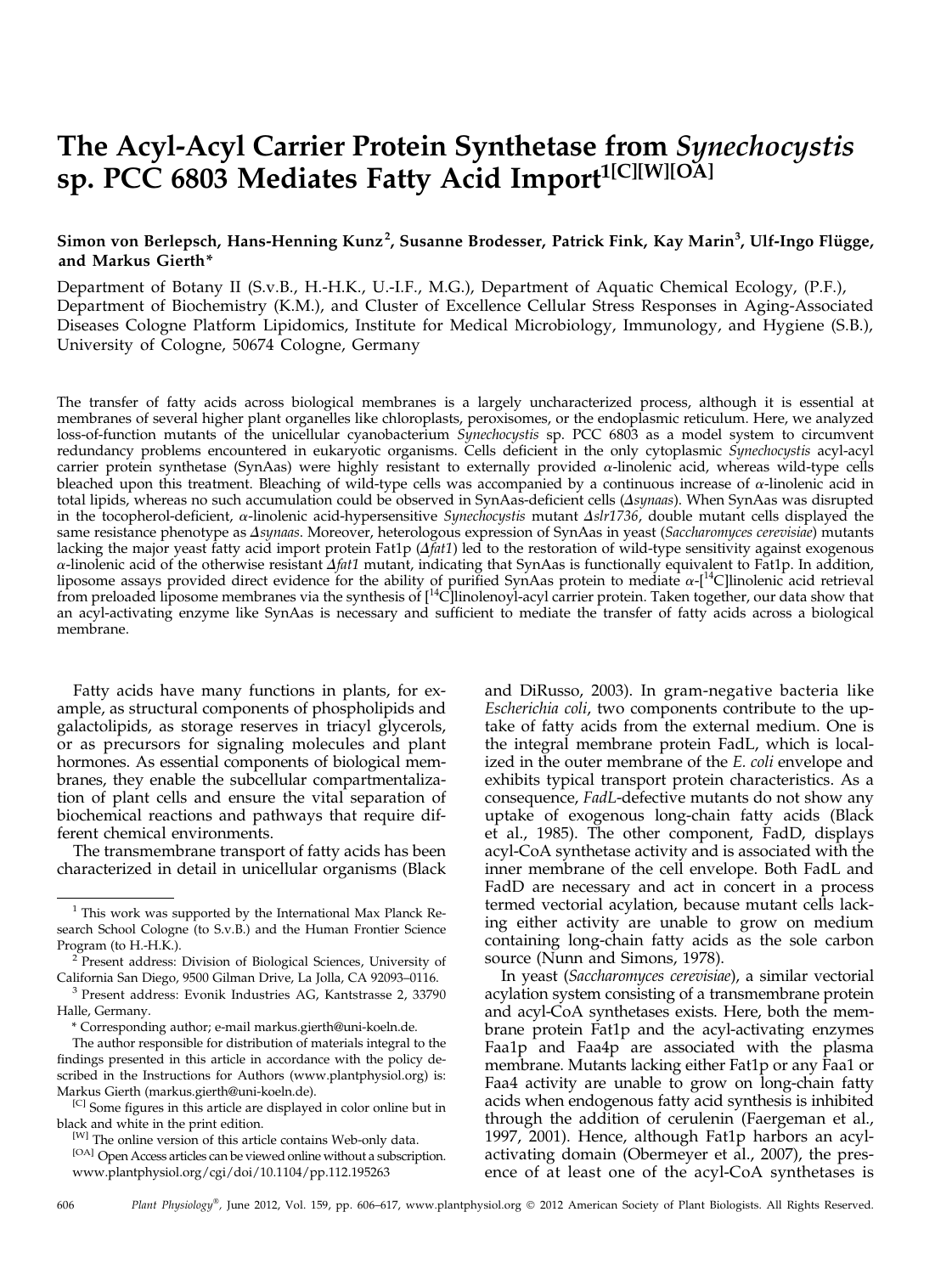# The Acyl-Acyl Carrier Protein Synthetase from *Synechocystis* sp. PCC 6803 Mediates Fatty Acid Import[1[C][W][OA]]

Simon von Berlepsch, Hans-Henning Kunz[2], Susanne Brodesser, Patrick Fink, Kay Marin[3], Ulf-Ingo Flügge, and Markus Gierth*

Department of Botany II (S.v.B., H.-H.K., U.-I.F., M.G.), Department of Aquatic Chemical Ecology, (P.F.), Department of Biochemistry (K.M.), and Cluster of Excellence Cellular Stress Responses in Aging-Associated Diseases Cologne Platform Lipidomics, Institute for Medical Microbiology, Immunology, and Hygiene (S.B.), University of Cologne, 50674 Cologne, Germany

The transfer of fatty acids across biological membranes is a largely uncharacterized process, although it is essential at membranes of several higher plant organelles like chloroplasts, peroxisomes, or the endoplasmic reticulum. Here, we analyzed loss-of-function mutants of the unicellular cyanobacterium *Synechocystis* sp. PCC 6803 as a model system to circumvent redundancy problems encountered in eukaryotic organisms. Cells deficient in the only cytoplasmic *Synechocystis* acyl-acyl carrier protein synthetase (SynAas) were highly resistant to externally provided α-linolenic acid, whereas wild-type cells bleached upon this treatment. Bleaching of wild-type cells was accompanied by a continuous increase of α-linolenic acid in total lipids, whereas no such accumulation could be observed in SynAas-deficient cells (*Δsynaas*). When SynAas was disrupted in the tocopherol-deficient, α-linolenic acid-hypersensitive *Synechocystis* mutant *Δslr1736*, double mutant cells displayed the same resistance phenotype as *Δsynaas*. Moreover, heterologous expression of SynAas in yeast (*Saccharomyces cerevisiae*) mutants lacking the major yeast fatty acid import protein Fat1p (*Δfat1*) led to the restoration of wild-type sensitivity against exogenous α-linolenic acid of the otherwise resistant *Δfat1* mutant, indicating that SynAas is functionally equivalent to Fat1p. In addition, liposome assays provided direct evidence for the ability of purified SynAas protein to mediate α-[$^{14}$C]linolenic acid retrieval from preloaded liposome membranes via the synthesis of [$^{14}$C]linolenoyl-acyl carrier protein. Taken together, our data show that an acyl-activating enzyme like SynAas is necessary and sufficient to mediate the transfer of fatty acids across a biological membrane.

Fatty acids have many functions in plants, for example, as structural components of phospholipids and galactolipids, as storage reserves in triacyl glycerols, or as precursors for signaling molecules and plant hormones. As essential components of biological membranes, they enable the subcellular compartmentalization of plant cells and ensure the vital separation of biochemical reactions and pathways that require different chemical environments.

The transmembrane transport of fatty acids has been characterized in detail in unicellular organisms (Black and DiRusso, 2003). In gram-negative bacteria like *Escherichia coli*, two components contribute to the uptake of fatty acids from the external medium. One is the integral membrane protein FadL, which is localized in the outer membrane of the *E. coli* envelope and exhibits typical transport protein characteristics. As a consequence, *FadL*-defective mutants do not show any uptake of exogenous long-chain fatty acids (Black et al., 1985). The other component, FadD, displays acyl-CoA synthetase activity and is associated with the inner membrane of the cell envelope. Both FadL and FadD are necessary and act in concert in a process termed vectorial acylation, because mutant cells lacking either activity are unable to grow on medium containing long-chain fatty acids as the sole carbon source (Nunn and Simons, 1978).

In yeast (*Saccharomyces cerevisiae*), a similar vectorial acylation system consisting of a transmembrane protein and acyl-CoA synthetases exists. Here, both the membrane protein Fat1p and the acyl-activating enzymes Faa1p and Faa4p are associated with the plasma membrane. Mutants lacking either Fat1p or any Faa1 or Faa4 activity are unable to grow on long-chain fatty acids when endogenous fatty acid synthesis is inhibited through the addition of cerulenin (Faergeman et al., 1997, 2001). Hence, although Fat1p harbors an acyl-activating domain (Obermeyer et al., 2007), the presence of at least one of the acyl-CoA synthetases is

---

[1] This work was supported by the International Max Planck Research School Cologne (to S.v.B.) and the Human Frontier Science Program (to H.-H.K.).

[2] Present address: Division of Biological Sciences, University of California San Diego, 9500 Gilman Drive, La Jolla, CA 92093–0116.

[3] Present address: Evonik Industries AG, Kantstrasse 2, 33790 Halle, Germany.

\* Corresponding author; e-mail markus.gierth@uni-koeln.de.

The author responsible for distribution of materials integral to the findings presented in this article in accordance with the policy described in the Instructions for Authors (www.plantphysiol.org) is: Markus Gierth (markus.gierth@uni-koeln.de).

[C] Some figures in this article are displayed in color online but in black and white in the print edition.

[W] The online version of this article contains Web-only data.

[OA] Open Access articles can be viewed online without a subscription.

www.plantphysiol.org/cgi/doi/10.1104/pp.112.195263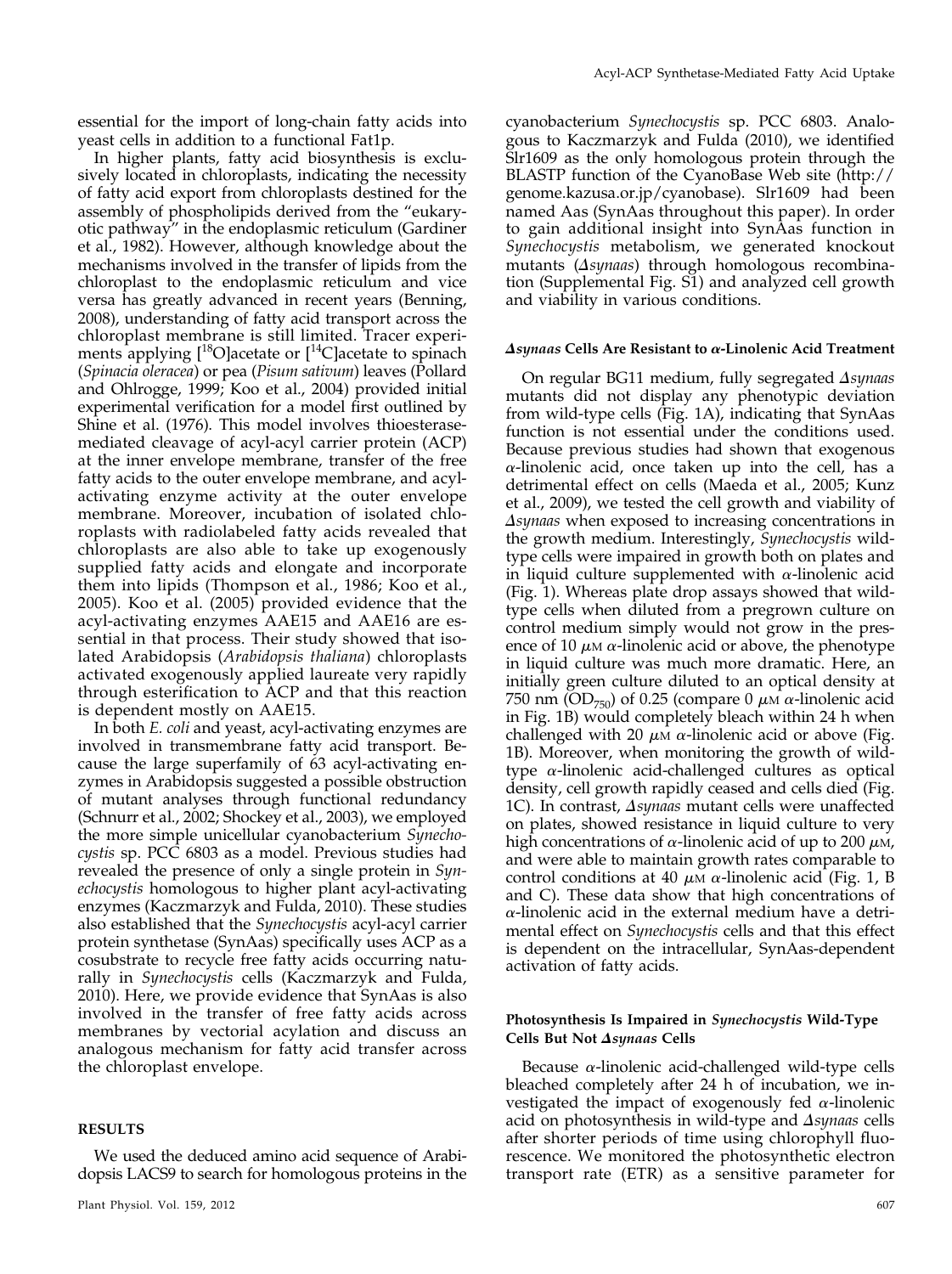essential for the import of long-chain fatty acids into yeast cells in addition to a functional Fat1p.

In higher plants, fatty acid biosynthesis is exclusively located in chloroplasts, indicating the necessity of fatty acid export from chloroplasts destined for the assembly of phospholipids derived from the "eukaryotic pathway" in the endoplasmic reticulum (Gardiner et al., 1982). However, although knowledge about the mechanisms involved in the transfer of lipids from the chloroplast to the endoplasmic reticulum and vice versa has greatly advanced in recent years (Benning, 2008), understanding of fatty acid transport across the chloroplast membrane is still limited. Tracer experiments applying [$^{18}$O]acetate or [$^{14}$C]acetate to spinach (*Spinacia oleracea*) or pea (*Pisum sativum*) leaves (Pollard and Ohlrogge, 1999; Koo et al., 2004) provided initial experimental verification for a model first outlined by Shine et al. (1976). This model involves thioesterase-mediated cleavage of acyl-acyl carrier protein (ACP) at the inner envelope membrane, transfer of the free fatty acids to the outer envelope membrane, and acyl-activating enzyme activity at the outer envelope membrane. Moreover, incubation of isolated chloroplasts with radiolabeled fatty acids revealed that chloroplasts are also able to take up exogenously supplied fatty acids and elongate and incorporate them into lipids (Thompson et al., 1986; Koo et al., 2005). Koo et al. (2005) provided evidence that the acyl-activating enzymes AAE15 and AAE16 are essential in that process. Their study showed that isolated Arabidopsis (*Arabidopsis thaliana*) chloroplasts activated exogenously applied laureate very rapidly through esterification to ACP and that this reaction is dependent mostly on AAE15.

In both *E. coli* and yeast, acyl-activating enzymes are involved in transmembrane fatty acid transport. Because the large superfamily of 63 acyl-activating enzymes in Arabidopsis suggested a possible obstruction of mutant analyses through functional redundancy (Schnurr et al., 2002; Shockey et al., 2003), we employed the more simple unicellular cyanobacterium *Synechocystis* sp. PCC 6803 as a model. Previous studies had revealed the presence of only a single protein in *Synechocystis* homologous to higher plant acyl-activating enzymes (Kaczmarzyk and Fulda, 2010). These studies also established that the *Synechocystis* acyl-acyl carrier protein synthetase (SynAas) specifically uses ACP as a cosubstrate to recycle free fatty acids occurring naturally in *Synechocystis* cells (Kaczmarzyk and Fulda, 2010). Here, we provide evidence that SynAas is also involved in the transfer of free fatty acids across membranes by vectorial acylation and discuss an analogous mechanism for fatty acid transfer across the chloroplast envelope.

## RESULTS

We used the deduced amino acid sequence of Arabidopsis LACS9 to search for homologous proteins in the cyanobacterium *Synechocystis* sp. PCC 6803. Analogous to Kaczmarzyk and Fulda (2010), we identified Slr1609 as the only homologous protein through the BLASTP function of the CyanoBase Web site (http://genome.kazusa.or.jp/cyanobase). Slr1609 had been named Aas (SynAas throughout this paper). In order to gain additional insight into SynAas function in *Synechocystis* metabolism, we generated knockout mutants (Δ*synaas*) through homologous recombination (Supplemental Fig. S1) and analyzed cell growth and viability in various conditions.

### Δ*synaas* Cells Are Resistant to α-Linolenic Acid Treatment

On regular BG11 medium, fully segregated Δ*synaas* mutants did not display any phenotypic deviation from wild-type cells (Fig. 1A), indicating that SynAas function is not essential under the conditions used. Because previous studies had shown that exogenous α-linolenic acid, once taken up into the cell, has a detrimental effect on cells (Maeda et al., 2005; Kunz et al., 2009), we tested the cell growth and viability of Δ*synaas* when exposed to increasing concentrations in the growth medium. Interestingly, *Synechocystis* wild-type cells were impaired in growth both on plates and in liquid culture supplemented with α-linolenic acid (Fig. 1). Whereas plate drop assays showed that wild-type cells when diluted from a pregrown culture on control medium simply would not grow in the presence of 10 $\mu$M α-linolenic acid or above, the phenotype in liquid culture was much more dramatic. Here, an initially green culture diluted to an optical density at 750 nm ($OD_{750}$) of 0.25 (compare 0 $\mu$M α-linolenic acid in Fig. 1B) would completely bleach within 24 h when challenged with 20 $\mu$M α-linolenic acid or above (Fig. 1B). Moreover, when monitoring the growth of wild-type α-linolenic acid-challenged cultures as optical density, cell growth rapidly ceased and cells died (Fig. 1C). In contrast, Δ*synaas* mutant cells were unaffected on plates, showed resistance in liquid culture to very high concentrations of α-linolenic acid of up to 200 $\mu$M, and were able to maintain growth rates comparable to control conditions at 40 $\mu$M α-linolenic acid (Fig. 1, B and C). These data show that high concentrations of α-linolenic acid in the external medium have a detrimental effect on *Synechocystis* cells and that this effect is dependent on the intracellular, SynAas-dependent activation of fatty acids.

### Photosynthesis Is Impaired in *Synechocystis* Wild-Type Cells But Not Δ*synaas* Cells

Because α-linolenic acid-challenged wild-type cells bleached completely after 24 h of incubation, we investigated the impact of exogenously fed α-linolenic acid on photosynthesis in wild-type and Δ*synaas* cells after shorter periods of time using chlorophyll fluorescence. We monitored the photosynthetic electron transport rate (ETR) as a sensitive parameter for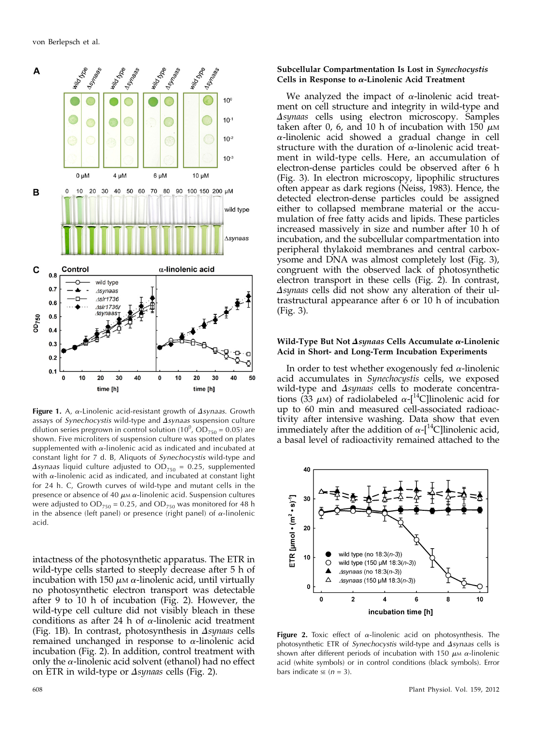Figure 1. A, α-Linolenic acid-resistant growth of *Δsynaas*. Growth assays of *Synechocystis* wild-type and *Δsynaas* suspension culture dilution series pregrown in control solution ($10^0$, $OD_{750} = 0.05$) are shown. Five microliters of suspension culture was spotted on plates supplemented with α-linolenic acid as indicated and incubated at constant light for 7 d. B, Aliquots of *Synechocystis* wild-type and *Δsynaas* liquid culture adjusted to $OD_{750} = 0.25$, supplemented with α-linolenic acid as indicated, and incubated at constant light for 24 h. C, Growth curves of wild-type and mutant cells in the presence or absence of 40 μM α-linolenic acid. Suspension cultures were adjusted to $OD_{750} = 0.25$, and $OD_{750}$ was monitored for 48 h in the absence (left panel) or presence (right panel) of α-linolenic acid.

intactness of the photosynthetic apparatus. The ETR in wild-type cells started to steeply decrease after 5 h of incubation with 150 μM α-linolenic acid, until virtually no photosynthetic electron transport was detectable after 9 to 10 h of incubation (Fig. 2). However, the wild-type cell culture did not visibly bleach in these conditions as after 24 h of α-linolenic acid treatment (Fig. 1B). In contrast, photosynthesis in *Δsynaas* cells remained unchanged in response to α-linolenic acid incubation (Fig. 2). In addition, control treatment with only the α-linolenic acid solvent (ethanol) had no effect on ETR in wild-type or *Δsynaas* cells (Fig. 2).

## Subcellular Compartmentation Is Lost in *Synechocystis* Cells in Response to α-Linolenic Acid Treatment

We analyzed the impact of α-linolenic acid treatment on cell structure and integrity in wild-type and *Δsynaas* cells using electron microscopy. Samples taken after 0, 6, and 10 h of incubation with 150 μM α-linolenic acid showed a gradual change in cell structure with the duration of α-linolenic acid treatment in wild-type cells. Here, an accumulation of electron-dense particles could be observed after 6 h (Fig. 3). In electron microscopy, lipophilic structures often appear as dark regions (Neiss, 1983). Hence, the detected electron-dense particles could be assigned either to collapsed membrane material or the accumulation of free fatty acids and lipids. These particles increased massively in size and number after 10 h of incubation, and the subcellular compartmentation into peripheral thylakoid membranes and central carboxysome and DNA was almost completely lost (Fig. 3), congruent with the observed lack of photosynthetic electron transport in these cells (Fig. 2). In contrast, *Δsynaas* cells did not show any alteration of their ultrastructural appearance after 6 or 10 h of incubation (Fig. 3).

## Wild-Type But Not *Δsynaas* Cells Accumulate α-Linolenic Acid in Short- and Long-Term Incubation Experiments

In order to test whether exogenously fed α-linolenic acid accumulates in *Synechocystis* cells, we exposed wild-type and *Δsynaas* cells to moderate concentrations (33 μM) of radiolabeled α-[$^{14}$C]linolenic acid for up to 60 min and measured cell-associated radioactivity after intensive washing. Data show that even immediately after the addition of α-[$^{14}$C]linolenic acid, a basal level of radioactivity remained attached to the

Figure 2. Toxic effect of α-linolenic acid on photosynthesis. The photosynthetic ETR of *Synechocystis* wild-type and *Δsynaas* cells is shown after different periods of incubation with 150 μM α-linolenic acid (white symbols) or in control conditions (black symbols). Error bars indicate SE ($n = 3$).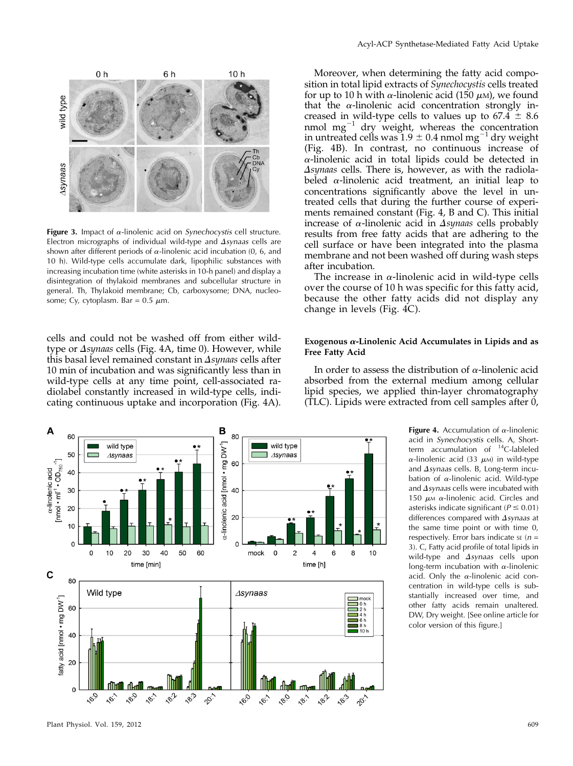Figure 3. Impact of α-linolenic acid on *Synechocystis* cell structure. Electron micrographs of individual wild-type and *Δsynaas* cells are shown after different periods of α-linolenic acid incubation (0, 6, and 10 h). Wild-type cells accumulate dark, lipophilic substances with increasing incubation time (white asterisks in 10-h panel) and display a disintegration of thylakoid membranes and subcellular structure in general. Th, Thylakoid membrane; Cb, carboxysome; DNA, nucleosome; Cy, cytoplasm. Bar = 0.5 μm.

cells and could not be washed off from either wild-type or *Δsynaas* cells (Fig. 4A, time 0). However, while this basal level remained constant in *Δsynaas* cells after 10 min of incubation and was significantly less than in wild-type cells at any time point, cell-associated radiolabel constantly increased in wild-type cells, indicating continuous uptake and incorporation (Fig. 4A).

Moreover, when determining the fatty acid composition in total lipid extracts of *Synechocystis* cells treated for up to 10 h with α-linolenic acid (150 μM), we found that the α-linolenic acid concentration strongly increased in wild-type cells to values up to 67.4 ± 8.6 nmol $mg^{-1}$ dry weight, whereas the concentration in untreated cells was 1.9 ± 0.4 nmol $mg^{-1}$ dry weight (Fig. 4B). In contrast, no continuous increase of α-linolenic acid in total lipids could be detected in *Δsynaas* cells. There is, however, as with the radiolabeled α-linolenic acid treatment, an initial leap to concentrations significantly above the level in untreated cells that during the further course of experiments remained constant (Fig. 4, B and C). This initial increase of α-linolenic acid in *Δsynaas* cells probably results from free fatty acids that are adhering to the cell surface or have been integrated into the plasma membrane and not been washed off during wash steps after incubation.

The increase in α-linolenic acid in wild-type cells over the course of 10 h was specific for this fatty acid, because the other fatty acids did not display any change in levels (Fig. 4C).

#### Exogenous α-Linolenic Acid Accumulates in Lipids and as Free Fatty Acid

In order to assess the distribution of α-linolenic acid absorbed from the external medium among cellular lipid species, we applied thin-layer chromatography (TLC). Lipids were extracted from cell samples after 0,

Figure 4. Accumulation of α-linolenic acid in *Synechocystis* cells. A, Short-term accumulation of $^{14}$C-labeled α-linolenic acid (33 μM) in wild-type and *Δsynaas* cells. B, Long-term incubation of α-linolenic acid. Wild-type and *Δsynaas* cells were incubated with 150 μM α-linolenic acid. Circles and asterisks indicate significant ($P \leq 0.01$) differences compared with *Δsynaas* at the same time point or with time 0, respectively. Error bars indicate SE ($n$ = 3). C, Fatty acid profile of total lipids in wild-type and *Δsynaas* cells upon long-term incubation with α-linolenic acid. Only the α-linolenic acid concentration in wild-type cells is substantially increased over time, and other fatty acids remain unaltered. DW, Dry weight. [See online article for color version of this figure.]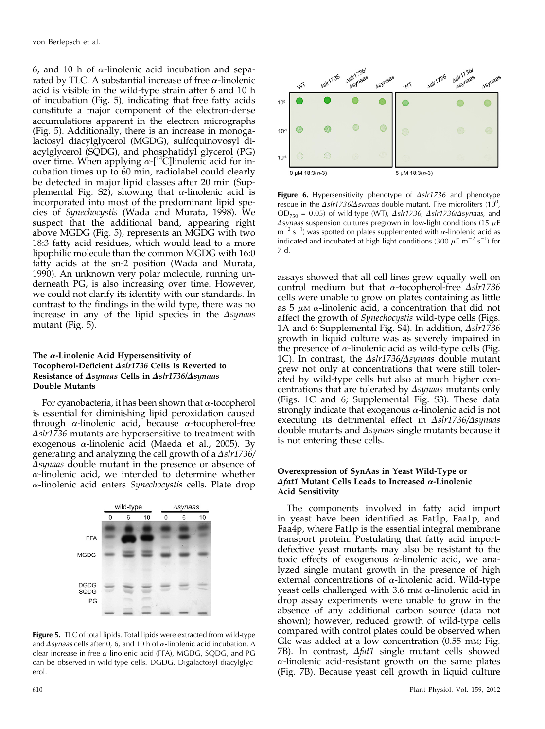6, and 10 h of α-linolenic acid incubation and separated by TLC. A substantial increase of free α-linolenic acid is visible in the wild-type strain after 6 and 10 h of incubation (Fig. 5), indicating that free fatty acids constitute a major component of the electron-dense accumulations apparent in the electron micrographs (Fig. 5). Additionally, there is an increase in monogalactosyl diacylglycerol (MGDG), sulfoquinovosyl diacylglycerol (SQDG), and phosphatidyl glycerol (PG) over time. When applying α-[$^{14}$C]linolenic acid for incubation times up to 60 min, radiolabel could clearly be detected in major lipid classes after 20 min (Supplemental Fig. S2), showing that α-linolenic acid is incorporated into most of the predominant lipid species of *Synechocystis* (Wada and Murata, 1998). We suspect that the additional band, appearing right above MGDG (Fig. 5), represents an MGDG with two 18:3 fatty acid residues, which would lead to a more lipophilic molecule than the common MGDG with 16:0 fatty acids at the sn-2 position (Wada and Murata, 1990). An unknown very polar molecule, running underneath PG, is also increasing over time. However, we could not clarify its identity with our standards. In contrast to the findings in the wild type, there was no increase in any of the lipid species in the *Δsynaas* mutant (Fig. 5).

Figure 5. TLC of total lipids. Total lipids were extracted from wild-type and *Δsynaas* cells after 0, 6, and 10 h of α-linolenic acid incubation. A clear increase in free α-linolenic acid (FFA), MGDG, SQDG, and PG can be observed in wild-type cells. DGDG, Digalactosyl diacylglycerol.

### The α-Linolenic Acid Hypersensitivity of Tocopherol-Deficient *Δslr1736* Cells Is Reverted to Resistance of *Δsynaas* Cells in *Δslr1736/Δsynaas* Double Mutants

For cyanobacteria, it has been shown that α-tocopherol is essential for diminishing lipid peroxidation caused through α-linolenic acid, because α-tocopherol-free *Δslr1736* mutants are hypersensitive to treatment with exogenous α-linolenic acid (Maeda et al., 2005). By generating and analyzing the cell growth of a *Δslr1736/Δsynaas* double mutant in the presence or absence of α-linolenic acid, we intended to determine whether α-linolenic acid enters *Synechocystis* cells. Plate drop assays showed that all cell lines grew equally well on control medium but that α-tocopherol-free *Δslr1736* cells were unable to grow on plates containing as little as 5 $\mu$M α-linolenic acid, a concentration that did not affect the growth of *Synechocystis* wild-type cells (Figs. 1A and 6; Supplemental Fig. S4). In addition, *Δslr1736* growth in liquid culture was as severely impaired in the presence of α-linolenic acid as wild-type cells (Fig. 1C). In contrast, the *Δslr1736/Δsynaas* double mutant grew not only at concentrations that were still tolerated by wild-type cells but also at much higher concentrations that are tolerated by *Δsynaas* mutants only (Figs. 1C and 6; Supplemental Fig. S3). These data strongly indicate that exogenous α-linolenic acid is not executing its detrimental effect in *Δslr1736/Δsynaas* double mutants and *Δsynaas* single mutants because it is not entering these cells.

Figure 6. Hypersensitivity phenotype of *Δslr1736* and phenotype rescue in the *Δslr1736/Δsynaas* double mutant. Five microliters ($10^0$, $OD_{750}$ = 0.05) of wild-type (WT), *Δslr1736*, *Δslr1736/Δsynaas*, and *Δsynaas* suspension cultures pregrown in low-light conditions (15 $\mu$E $m^{-2}$ $s^{-1}$) was spotted on plates supplemented with α-linolenic acid as indicated and incubated at high-light conditions (300 $\mu$E $m^{-2}$ $s^{-1}$) for 7 d.

### Overexpression of SynAas in Yeast Wild-Type or *Δfat1* Mutant Cells Leads to Increased α-Linolenic Acid Sensitivity

The components involved in fatty acid import in yeast have been identified as Fat1p, Faa1p, and Faa4p, where Fat1p is the essential integral membrane transport protein. Postulating that fatty acid import-defective yeast mutants may also be resistant to the toxic effects of exogenous α-linolenic acid, we analyzed single mutant growth in the presence of high external concentrations of α-linolenic acid. Wild-type yeast cells challenged with 3.6 mM α-linolenic acid in drop assay experiments were unable to grow in the absence of any additional carbon source (data not shown); however, reduced growth of wild-type cells compared with control plates could be observed when Glc was added at a low concentration (0.55 mM; Fig. 7B). In contrast, *Δfat1* single mutant cells showed α-linolenic acid-resistant growth on the same plates (Fig. 7B). Because yeast cell growth in liquid culture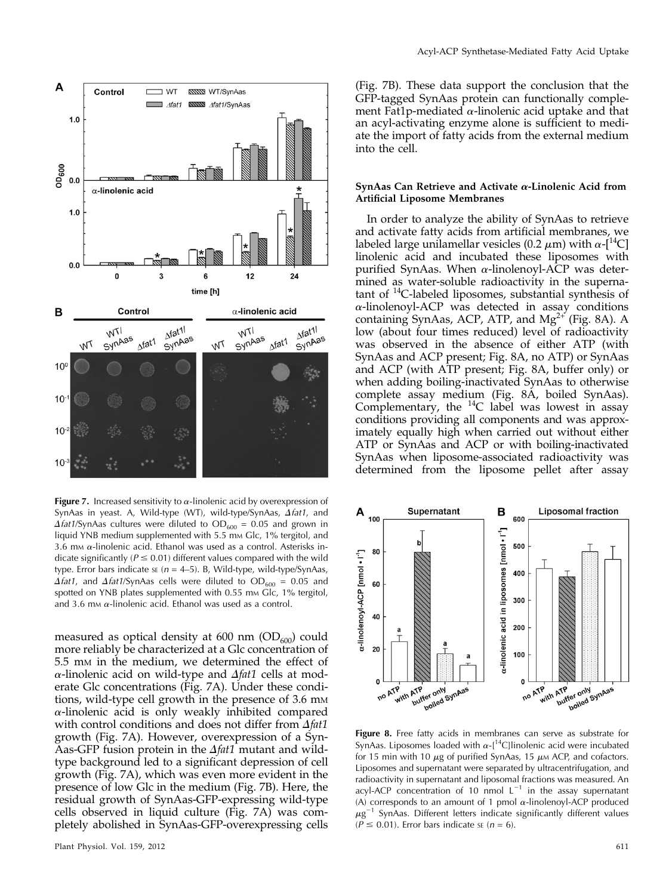**Figure 7.** Increased sensitivity to α-linolenic acid by overexpression of SynAas in yeast. A, Wild-type (WT), wild-type/SynAas, *Δfat1*, and *Δfat1*/SynAas cultures were diluted to $OD_{600}$ = 0.05 and grown in liquid YNB medium supplemented with 5.5 mM Glc, 1% tergitol, and 3.6 mM α-linolenic acid. Ethanol was used as a control. Asterisks indicate significantly ($P \leq 0.01$) different values compared with the wild type. Error bars indicate SE ($n$ = 4–5). B, Wild-type, wild-type/SynAas, *Δfat1*, and *Δfat1*/SynAas cells were diluted to $OD_{600}$ = 0.05 and spotted on YNB plates supplemented with 0.55 mM Glc, 1% tergitol, and 3.6 mM α-linolenic acid. Ethanol was used as a control.

measured as optical density at 600 nm ($OD_{600}$) could more reliably be characterized at a Glc concentration of 5.5 mM in the medium, we determined the effect of α-linolenic acid on wild-type and *Δfat1* cells at moderate Glc concentrations (Fig. 7A). Under these conditions, wild-type cell growth in the presence of 3.6 mM α-linolenic acid is only weakly inhibited compared with control conditions and does not differ from *Δfat1* growth (Fig. 7A). However, overexpression of a SynAas-GFP fusion protein in the *Δfat1* mutant and wild-type background led to a significant depression of cell growth (Fig. 7A), which was even more evident in the presence of low Glc in the medium (Fig. 7B). Here, the residual growth of SynAas-GFP-expressing wild-type cells observed in liquid culture (Fig. 7A) was completely abolished in SynAas-GFP-overexpressing cells (Fig. 7B). These data support the conclusion that the GFP-tagged SynAas protein can functionally complement Fat1p-mediated α-linolenic acid uptake and that an acyl-activating enzyme alone is sufficient to mediate the import of fatty acids from the external medium into the cell.

### SynAas Can Retrieve and Activate α-Linolenic Acid from Artificial Liposome Membranes

In order to analyze the ability of SynAas to retrieve and activate fatty acids from artificial membranes, we labeled large unilamellar vesicles (0.2 μm) with α-[$^{14}$C]linolenic acid and incubated these liposomes with purified SynAas. When α-linolenoyl-ACP was determined as water-soluble radioactivity in the supernatant of $^{14}$C-labeled liposomes, substantial synthesis of α-linolenoyl-ACP was detected in assay conditions containing SynAas, ACP, ATP, and $Mg^{2+}$ (Fig. 8A). A low (about four times reduced) level of radioactivity was observed in the absence of either ATP (with SynAas and ACP present; Fig. 8A, no ATP) or SynAas and ACP (with ATP present; Fig. 8A, buffer only) or when adding boiling-inactivated SynAas to otherwise complete assay medium (Fig. 8A, boiled SynAas). Complementary, the $^{14}$C label was lowest in assay conditions providing all components and was approximately equally high when carried out without either ATP or SynAas and ACP or with boiling-inactivated SynAas when liposome-associated radioactivity was determined from the liposome pellet after assay

**Figure 8.** Free fatty acids in membranes can serve as substrate for SynAas. Liposomes loaded with α-[$^{14}$C]linolenic acid were incubated for 15 min with 10 μg of purified SynAas, 15 μM ACP, and cofactors. Liposomes and supernatant were separated by ultracentrifugation, and radioactivity in supernatant and liposomal fractions was measured. An acyl-ACP concentration of 10 nmol $L^{-1}$ in the assay supernatant (A) corresponds to an amount of 1 pmol α-linolenoyl-ACP produced $\mu g^{-1}$ SynAas. Different letters indicate significantly different values ($P \leq 0.01$). Error bars indicate SE ($n$ = 6).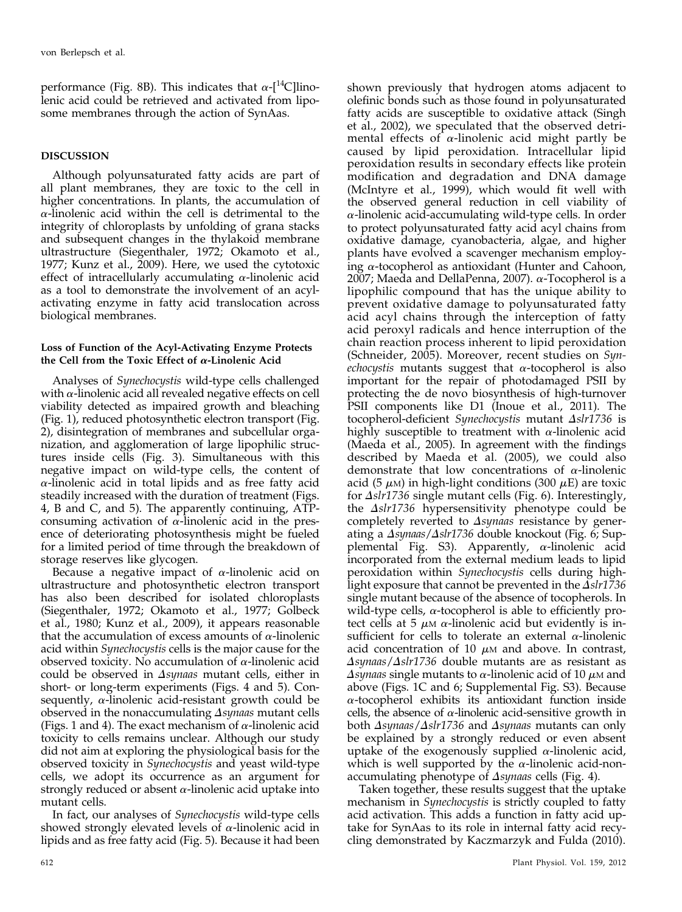performance (Fig. 8B). This indicates that α-[$^{14}$C]linolenic acid could be retrieved and activated from liposome membranes through the action of SynAas.

## DISCUSSION

Although polyunsaturated fatty acids are part of all plant membranes, they are toxic to the cell in higher concentrations. In plants, the accumulation of α-linolenic acid within the cell is detrimental to the integrity of chloroplasts by unfolding of grana stacks and subsequent changes in the thylakoid membrane ultrastructure (Siegenthaler, 1972; Okamoto et al., 1977; Kunz et al., 2009). Here, we used the cytotoxic effect of intracellularly accumulating α-linolenic acid as a tool to demonstrate the involvement of an acyl-activating enzyme in fatty acid translocation across biological membranes.

### Loss of Function of the Acyl-Activating Enzyme Protects the Cell from the Toxic Effect of α-Linolenic Acid

Analyses of *Synechocystis* wild-type cells challenged with α-linolenic acid all revealed negative effects on cell viability detected as impaired growth and bleaching (Fig. 1), reduced photosynthetic electron transport (Fig. 2), disintegration of membranes and subcellular organization, and agglomeration of large lipophilic structures inside cells (Fig. 3). Simultaneous with this negative impact on wild-type cells, the content of α-linolenic acid in total lipids and as free fatty acid steadily increased with the duration of treatment (Figs. 4, B and C, and 5). The apparently continuing, ATP-consuming activation of α-linolenic acid in the presence of deteriorating photosynthesis might be fueled for a limited period of time through the breakdown of storage reserves like glycogen.

Because a negative impact of α-linolenic acid on ultrastructure and photosynthetic electron transport has also been described for isolated chloroplasts (Siegenthaler, 1972; Okamoto et al., 1977; Golbeck et al., 1980; Kunz et al., 2009), it appears reasonable that the accumulation of excess amounts of α-linolenic acid within *Synechocystis* cells is the major cause for the observed toxicity. No accumulation of α-linolenic acid could be observed in Δ*synaas* mutant cells, either in short- or long-term experiments (Figs. 4 and 5). Consequently, α-linolenic acid-resistant growth could be observed in the nonaccumulating Δ*synaas* mutant cells (Figs. 1 and 4). The exact mechanism of α-linolenic acid toxicity to cells remains unclear. Although our study did not aim at exploring the physiological basis for the observed toxicity in *Synechocystis* and yeast wild-type cells, we adopt its occurrence as an argument for strongly reduced or absent α-linolenic acid uptake into mutant cells.

In fact, our analyses of *Synechocystis* wild-type cells showed strongly elevated levels of α-linolenic acid in lipids and as free fatty acid (Fig. 5). Because it had been shown previously that hydrogen atoms adjacent to olefinic bonds such as those found in polyunsaturated fatty acids are susceptible to oxidative attack (Singh et al., 2002), we speculated that the observed detrimental effects of α-linolenic acid might partly be caused by lipid peroxidation. Intracellular lipid peroxidation results in secondary effects like protein modification and degradation and DNA damage (McIntyre et al., 1999), which would fit well with the observed general reduction in cell viability of α-linolenic acid-accumulating wild-type cells. In order to protect polyunsaturated fatty acid acyl chains from oxidative damage, cyanobacteria, algae, and higher plants have evolved a scavenger mechanism employing α-tocopherol as antioxidant (Hunter and Cahoon, 2007; Maeda and DellaPenna, 2007). α-Tocopherol is a lipophilic compound that has the unique ability to prevent oxidative damage to polyunsaturated fatty acid acyl chains through the interception of fatty acid peroxyl radicals and hence interruption of the chain reaction process inherent to lipid peroxidation (Schneider, 2005). Moreover, recent studies on *Synechocystis* mutants suggest that α-tocopherol is also important for the repair of photodamaged PSII by protecting the de novo biosynthesis of high-turnover PSII components like D1 (Inoue et al., 2011). The tocopherol-deficient *Synechocystis* mutant Δ*slr1736* is highly susceptible to treatment with α-linolenic acid (Maeda et al., 2005). In agreement with the findings described by Maeda et al. (2005), we could also demonstrate that low concentrations of α-linolenic acid (5 $\mu$M) in high-light conditions (300 $\mu$E) are toxic for Δ*slr1736* single mutant cells (Fig. 6). Interestingly, the Δ*slr1736* hypersensitivity phenotype could be completely reverted to Δ*synaas* resistance by generating a Δ*synaas*/Δ*slr1736* double knockout (Fig. 6; Supplemental Fig. S3). Apparently, α-linolenic acid incorporated from the external medium leads to lipid peroxidation within *Synechocystis* cells during high-light exposure that cannot be prevented in the Δ*slr1736* single mutant because of the absence of tocopherols. In wild-type cells, α-tocopherol is able to efficiently protect cells at 5 $\mu$M α-linolenic acid but evidently is insufficient for cells to tolerate an external α-linolenic acid concentration of 10 $\mu$M and above. In contrast, Δ*synaas*/Δ*slr1736* double mutants are as resistant as Δ*synaas* single mutants to α-linolenic acid of 10 $\mu$M and above (Figs. 1C and 6; Supplemental Fig. S3). Because α-tocopherol exhibits its antioxidant function inside cells, the absence of α-linolenic acid-sensitive growth in both Δ*synaas*/Δ*slr1736* and Δ*synaas* mutants can only be explained by a strongly reduced or even absent uptake of the exogenously supplied α-linolenic acid, which is well supported by the α-linolenic acid-nonaccumulating phenotype of Δ*synaas* cells (Fig. 4).

Taken together, these results suggest that the uptake mechanism in *Synechocystis* is strictly coupled to fatty acid activation. This adds a function in fatty acid uptake for SynAas to its role in internal fatty acid recycling demonstrated by Kaczmarzyk and Fulda (2010).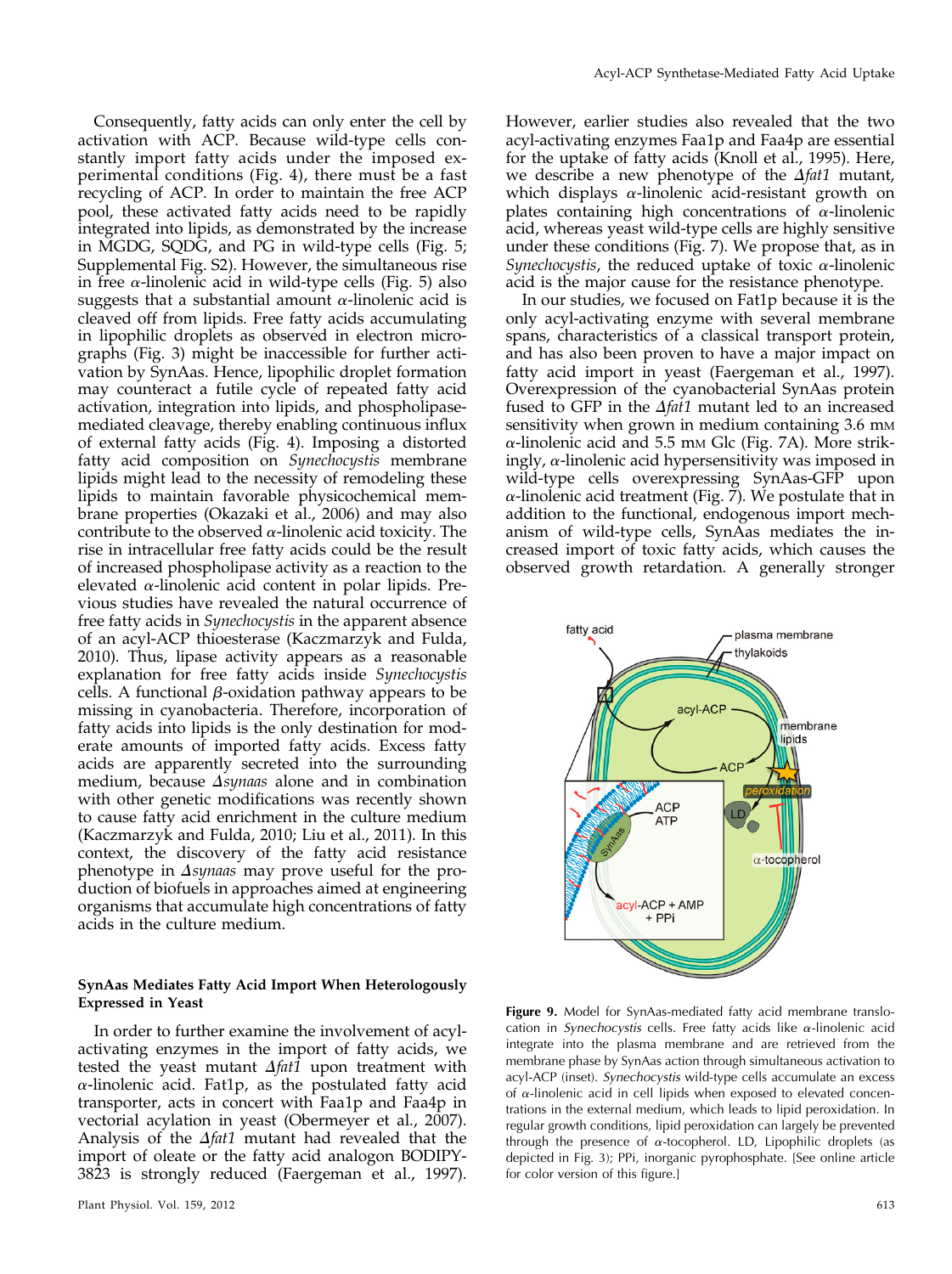Consequently, fatty acids can only enter the cell by activation with ACP. Because wild-type cells constantly import fatty acids under the imposed experimental conditions (Fig. 4), there must be a fast recycling of ACP. In order to maintain the free ACP pool, these activated fatty acids need to be rapidly integrated into lipids, as demonstrated by the increase in MGDG, SQDG, and PG in wild-type cells (Fig. 5; Supplemental Fig. S2). However, the simultaneous rise in free α-linolenic acid in wild-type cells (Fig. 5) also suggests that a substantial amount α-linolenic acid is cleaved off from lipids. Free fatty acids accumulating in lipophilic droplets as observed in electron micrographs (Fig. 3) might be inaccessible for further activation by SynAas. Hence, lipophilic droplet formation may counteract a futile cycle of repeated fatty acid activation, integration into lipids, and phospholipase-mediated cleavage, thereby enabling continuous influx of external fatty acids (Fig. 4). Imposing a distorted fatty acid composition on *Synechocystis* membrane lipids might lead to the necessity of remodeling these lipids to maintain favorable physicochemical membrane properties (Okazaki et al., 2006) and may also contribute to the observed α-linolenic acid toxicity. The rise in intracellular free fatty acids could be the result of increased phospholipase activity as a reaction to the elevated α-linolenic acid content in polar lipids. Previous studies have revealed the natural occurrence of free fatty acids in *Synechocystis* in the apparent absence of an acyl-ACP thioesterase (Kaczmarzyk and Fulda, 2010). Thus, lipase activity appears as a reasonable explanation for free fatty acids inside *Synechocystis* cells. A functional β-oxidation pathway appears to be missing in cyanobacteria. Therefore, incorporation of fatty acids into lipids is the only destination for moderate amounts of imported fatty acids. Excess fatty acids are apparently secreted into the surrounding medium, because *Δsynaas* alone and in combination with other genetic modifications was recently shown to cause fatty acid enrichment in the culture medium (Kaczmarzyk and Fulda, 2010; Liu et al., 2011). In this context, the discovery of the fatty acid resistance phenotype in *Δsynaas* may prove useful for the production of biofuels in approaches aimed at engineering organisms that accumulate high concentrations of fatty acids in the culture medium.

### SynAas Mediates Fatty Acid Import When Heterologously Expressed in Yeast

In order to further examine the involvement of acyl-activating enzymes in the import of fatty acids, we tested the yeast mutant *Δfat1* upon treatment with α-linolenic acid. Fat1p, as the postulated fatty acid transporter, acts in concert with Faa1p and Faa4p in vectorial acylation in yeast (Obermeyer et al., 2007). Analysis of the *Δfat1* mutant had revealed that the import of oleate or the fatty acid analogon BODIPY-3823 is strongly reduced (Faergeman et al., 1997). However, earlier studies also revealed that the two acyl-activating enzymes Faa1p and Faa4p are essential for the uptake of fatty acids (Knoll et al., 1995). Here, we describe a new phenotype of the *Δfat1* mutant, which displays α-linolenic acid-resistant growth on plates containing high concentrations of α-linolenic acid, whereas yeast wild-type cells are highly sensitive under these conditions (Fig. 7). We propose that, as in *Synechocystis*, the reduced uptake of toxic α-linolenic acid is the major cause for the resistance phenotype.

In our studies, we focused on Fat1p because it is the only acyl-activating enzyme with several membrane spans, characteristics of a classical transport protein, and has also been proven to have a major impact on fatty acid import in yeast (Faergeman et al., 1997). Overexpression of the cyanobacterial SynAas protein fused to GFP in the *Δfat1* mutant led to an increased sensitivity when grown in medium containing 3.6 mM α-linolenic acid and 5.5 mM Glc (Fig. 7A). More strikingly, α-linolenic acid hypersensitivity was imposed in wild-type cells overexpressing SynAas-GFP upon α-linolenic acid treatment (Fig. 7). We postulate that in addition to the functional, endogenous import mechanism of wild-type cells, SynAas mediates the increased import of toxic fatty acids, which causes the observed growth retardation. A generally stronger

**Figure 9.** Model for SynAas-mediated fatty acid membrane translocation in *Synechocystis* cells. Free fatty acids like α-linolenic acid integrate into the plasma membrane and are retrieved from the membrane phase by SynAas action through simultaneous activation to acyl-ACP (inset). *Synechocystis* wild-type cells accumulate an excess of α-linolenic acid in cell lipids when exposed to elevated concentrations in the external medium, which leads to lipid peroxidation. In regular growth conditions, lipid peroxidation can largely be prevented through the presence of α-tocopherol. LD, Lipophilic droplets (as depicted in Fig. 3); PPi, inorganic pyrophosphate. [See online article for color version of this figure.]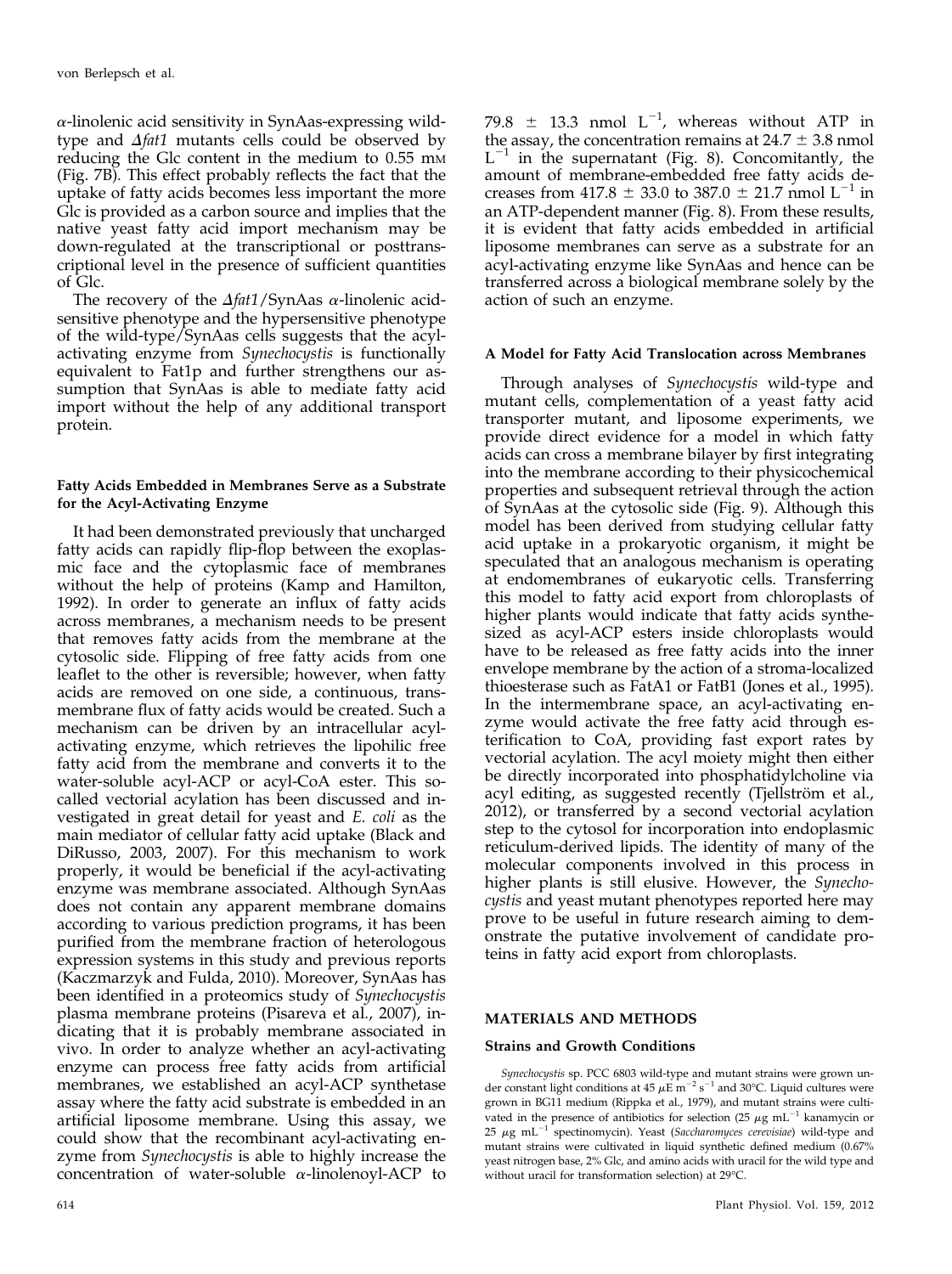α-linolenic acid sensitivity in SynAas-expressing wild-type and *Δfat1* mutants cells could be observed by reducing the Glc content in the medium to 0.55 mM (Fig. 7B). This effect probably reflects the fact that the uptake of fatty acids becomes less important the more Glc is provided as a carbon source and implies that the native yeast fatty acid import mechanism may be down-regulated at the transcriptional or posttranscriptional level in the presence of sufficient quantities of Glc.

The recovery of the *Δfat1*/SynAas α-linolenic acid-sensitive phenotype and the hypersensitive phenotype of the wild-type/SynAas cells suggests that the acyl-activating enzyme from *Synechocystis* is functionally equivalent to Fat1p and further strengthens our assumption that SynAas is able to mediate fatty acid import without the help of any additional transport protein.

### Fatty Acids Embedded in Membranes Serve as a Substrate for the Acyl-Activating Enzyme

It had been demonstrated previously that uncharged fatty acids can rapidly flip-flop between the exoplasmic face and the cytoplasmic face of membranes without the help of proteins (Kamp and Hamilton, 1992). In order to generate an influx of fatty acids across membranes, a mechanism needs to be present that removes fatty acids from the membrane at the cytosolic side. Flipping of free fatty acids from one leaflet to the other is reversible; however, when fatty acids are removed on one side, a continuous, trans-membrane flux of fatty acids would be created. Such a mechanism can be driven by an intracellular acyl-activating enzyme, which retrieves the lipohilic free fatty acid from the membrane and converts it to the water-soluble acyl-ACP or acyl-CoA ester. This so-called vectorial acylation has been discussed and investigated in great detail for yeast and *E. coli* as the main mediator of cellular fatty acid uptake (Black and DiRusso, 2003, 2007). For this mechanism to work properly, it would be beneficial if the acyl-activating enzyme was membrane associated. Although SynAas does not contain any apparent membrane domains according to various prediction programs, it has been purified from the membrane fraction of heterologous expression systems in this study and previous reports (Kaczmarzyk and Fulda, 2010). Moreover, SynAas has been identified in a proteomics study of *Synechocystis* plasma membrane proteins (Pisareva et al., 2007), indicating that it is probably membrane associated in vivo. In order to analyze whether an acyl-activating enzyme can process free fatty acids from artificial membranes, we established an acyl-ACP synthetase assay where the fatty acid substrate is embedded in an artificial liposome membrane. Using this assay, we could show that the recombinant acyl-activating enzyme from *Synechocystis* is able to highly increase the concentration of water-soluble α-linolenoyl-ACP to 79.8 ± 13.3 nmol $L^{-1}$, whereas without ATP in the assay, the concentration remains at 24.7 ± 3.8 nmol $L^{-1}$ in the supernatant (Fig. 8). Concomitantly, the amount of membrane-embedded free fatty acids decreases from 417.8 ± 33.0 to 387.0 ± 21.7 nmol $L^{-1}$ in an ATP-dependent manner (Fig. 8). From these results, it is evident that fatty acids embedded in artificial liposome membranes can serve as a substrate for an acyl-activating enzyme like SynAas and hence can be transferred across a biological membrane solely by the action of such an enzyme.

### A Model for Fatty Acid Translocation across Membranes

Through analyses of *Synechocystis* wild-type and mutant cells, complementation of a yeast fatty acid transporter mutant, and liposome experiments, we provide direct evidence for a model in which fatty acids can cross a membrane bilayer by first integrating into the membrane according to their physicochemical properties and subsequent retrieval through the action of SynAas at the cytosolic side (Fig. 9). Although this model has been derived from studying cellular fatty acid uptake in a prokaryotic organism, it might be speculated that an analogous mechanism is operating at endomembranes of eukaryotic cells. Transferring this model to fatty acid export from chloroplasts of higher plants would indicate that fatty acids synthesized as acyl-ACP esters inside chloroplasts would have to be released as free fatty acids into the inner envelope membrane by the action of a stroma-localized thioesterase such as FatA1 or FatB1 (Jones et al., 1995). In the intermembrane space, an acyl-activating enzyme would activate the free fatty acid through esterification to CoA, providing fast export rates by vectorial acylation. The acyl moiety might then either be directly incorporated into phosphatidylcholine via acyl editing, as suggested recently (Tjellström et al., 2012), or transferred by a second vectorial acylation step to the cytosol for incorporation into endoplasmic reticulum-derived lipids. The identity of many of the molecular components involved in this process in higher plants is still elusive. However, the *Synechocystis* and yeast mutant phenotypes reported here may prove to be useful in future research aiming to demonstrate the putative involvement of candidate proteins in fatty acid export from chloroplasts.

## MATERIALS AND METHODS

### Strains and Growth Conditions

*Synechocystis* sp. PCC 6803 wild-type and mutant strains were grown under constant light conditions at 45 $\mu E\ m^{-2}\ s^{-1}$ and 30°C. Liquid cultures were grown in BG11 medium (Rippka et al., 1979), and mutant strains were cultivated in the presence of antibiotics for selection (25 $\mu g\ mL^{-1}$ kanamycin or 25 $\mu g\ mL^{-1}$ spectinomycin). Yeast (*Saccharomyces cerevisiae*) wild-type and mutant strains were cultivated in liquid synthetic defined medium (0.67% yeast nitrogen base, 2% Glc, and amino acids with uracil for the wild type and without uracil for transformation selection) at 29°C.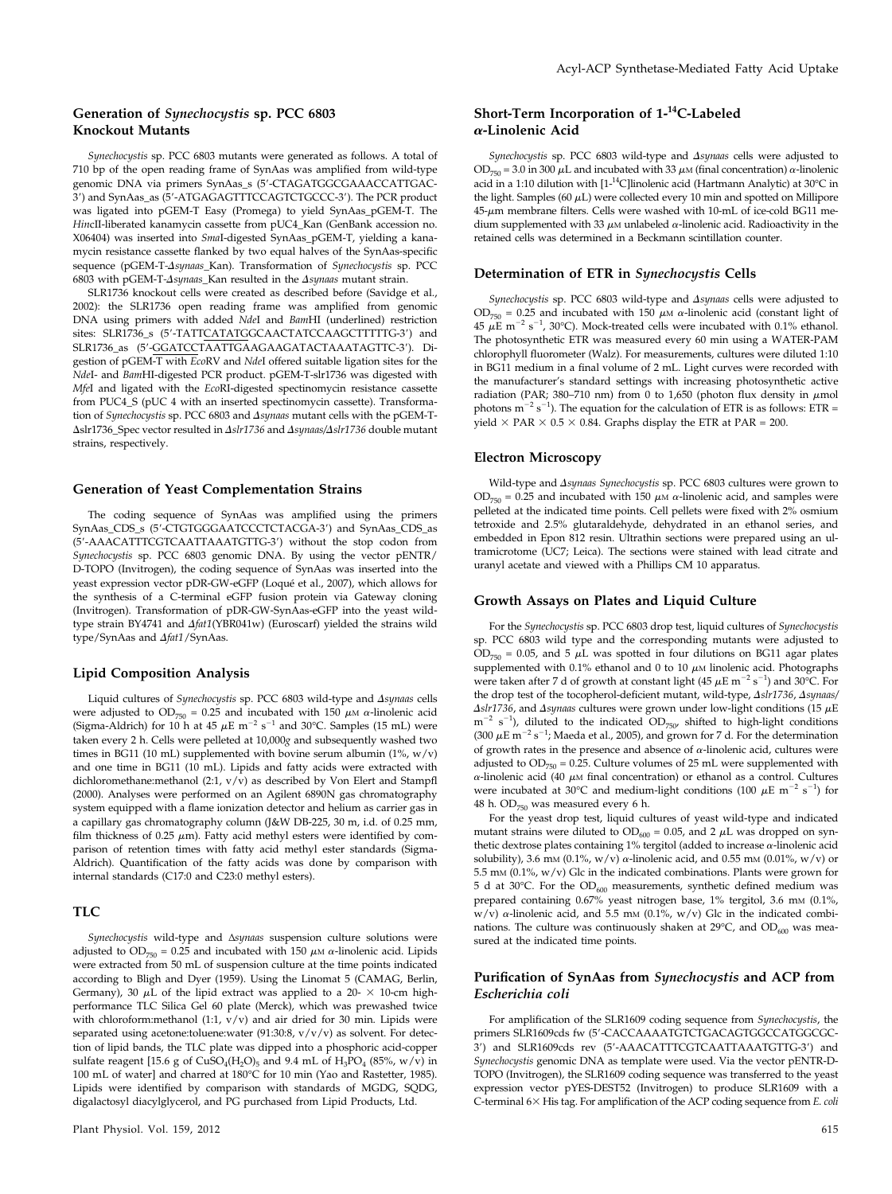## Generation of *Synechocystis* sp. PCC 6803 Knockout Mutants

*Synechocystis* sp. PCC 6803 mutants were generated as follows. A total of 710 bp of the open reading frame of SynAas was amplified from wild-type genomic DNA via primers SynAas_s (5′-CTAGATGGCGAAACCATTGAC-3′) and SynAas_as (5′-ATGAGAGTTTCCAGTCTGCCC-3′). The PCR product was ligated into pGEM-T Easy (Promega) to yield SynAas_pGEM-T. The *Hinc*II-liberated kanamycin cassette from pUC4_Kan (GenBank accession no. X06404) was inserted into *Sma*I-digested SynAas_pGEM-T, yielding a kanamycin resistance cassette flanked by two equal halves of the SynAas-specific sequence (pGEM-T-Δ*synaas*_Kan). Transformation of *Synechocystis* sp. PCC 6803 with pGEM-T-Δ*synaas*_Kan resulted in the Δ*synaas* mutant strain.

SLR1736 knockout cells were created as described before (Savidge et al., 2002): the SLR1736 open reading frame was amplified from genomic DNA using primers with added *Nde*I and *Bam*HI (underlined) restriction sites: SLR1736_s (5′-TATTCATATGGCAACTATCCAAGCTTTTTG-3′) and SLR1736_as (5′-GGATCCTAATTGAAGAAGATACTAAATAGTTC-3′). Digestion of pGEM-T with *Eco*RV and *Nde*I offered suitable ligation sites for the *Nde*I- and *Bam*HI-digested PCR product. pGEM-T-slr1736 was digested with *Mfe*I and ligated with the *Eco*RI-digested spectinomycin resistance cassette from PUC4_S (pUC 4 with an inserted spectinomycin cassette). Transformation of *Synechocystis* sp. PCC 6803 and Δ*synaas* mutant cells with the pGEM-T-Δslr1736_Spec vector resulted in Δ*slr1736* and Δ*synaas*/Δ*slr1736* double mutant strains, respectively.

## Generation of Yeast Complementation Strains

The coding sequence of SynAas was amplified using the primers SynAas_CDS_s (5′-CTGTGGGAATCCCTCTACGA-3′) and SynAas_CDS_as (5′-AAACATTTCGTCAATTAAATGTTG-3′) without the stop codon from *Synechocystis* sp. PCC 6803 genomic DNA. By using the vector pENTR/D-TOPO (Invitrogen), the coding sequence of SynAas was inserted into the yeast expression vector pDR-GW-eGFP (Loqué et al., 2007), which allows for the synthesis of a C-terminal eGFP fusion protein via Gateway cloning (Invitrogen). Transformation of pDR-GW-SynAas-eGFP into the yeast wild-type strain BY4741 and Δ*fat1*(YBR041w) (Euroscarf) yielded the strains wild type/SynAas and Δ*fat1*/SynAas.

## Lipid Composition Analysis

Liquid cultures of *Synechocystis* sp. PCC 6803 wild-type and Δ*synaas* cells were adjusted to $OD_{750}$ = 0.25 and incubated with 150 μM α-linolenic acid (Sigma-Aldrich) for 10 h at 45 μE $m^{-2}$ $s^{-1}$ and 30°C. Samples (15 mL) were taken every 2 h. Cells were pelleted at 10,000*g* and subsequently washed two times in BG11 (10 mL) supplemented with bovine serum albumin (1%, w/v) and one time in BG11 (10 mL). Lipids and fatty acids were extracted with dichloromethane:methanol (2:1, v/v) as described by Von Elert and Stampfl (2000). Analyses were performed on an Agilent 6890N gas chromatography system equipped with a flame ionization detector and helium as carrier gas in a capillary gas chromatography column (J&W DB-225, 30 m, i.d. of 0.25 mm, film thickness of 0.25 μm). Fatty acid methyl esters were identified by comparison of retention times with fatty acid methyl ester standards (Sigma-Aldrich). Quantification of the fatty acids was done by comparison with internal standards (C17:0 and C23:0 methyl esters).

## TLC

*Synechocystis* wild-type and Δ*synaas* suspension culture solutions were adjusted to $OD_{750}$ = 0.25 and incubated with 150 μM α-linolenic acid. Lipids were extracted from 50 mL of suspension culture at the time points indicated according to Bligh and Dyer (1959). Using the Linomat 5 (CAMAG, Berlin, Germany), 30 μL of the lipid extract was applied to a 20- × 10-cm high-performance TLC Silica Gel 60 plate (Merck), which was prewashed twice with chloroform:methanol (1:1, v/v) and air dried for 30 min. Lipids were separated using acetone:toluene:water (91:30:8, v/v/v) as solvent. For detection of lipid bands, the TLC plate was dipped into a phosphoric acid-copper sulfate reagent [15.6 g of $CuSO_4(H_2O)_5$ and 9.4 mL of $H_3PO_4$ (85%, w/v) in 100 mL of water] and charred at 180°C for 10 min (Yao and Rastetter, 1985). Lipids were identified by comparison with standards of MGDG, SQDG, digalactosyl diacylglycerol, and PG purchased from Lipid Products, Ltd.

## Short-Term Incorporation of 1-$^{14}$C-Labeled α-Linolenic Acid

*Synechocystis* sp. PCC 6803 wild-type and Δ*synaas* cells were adjusted to $OD_{750}$ = 3.0 in 300 μL and incubated with 33 μM (final concentration) α-linolenic acid in a 1:10 dilution with [1-$^{14}$C]linolenic acid (Hartmann Analytic) at 30°C in the light. Samples (60 μL) were collected every 10 min and spotted on Millipore 45-μm membrane filters. Cells were washed with 10-mL of ice-cold BG11 medium supplemented with 33 μM unlabeled α-linolenic acid. Radioactivity in the retained cells was determined in a Beckmann scintillation counter.

## Determination of ETR in *Synechocystis* Cells

*Synechocystis* sp. PCC 6803 wild-type and Δ*synaas* cells were adjusted to $OD_{750}$ = 0.25 and incubated with 150 μM α-linolenic acid (constant light of 45 μE $m^{-2}$ $s^{-1}$, 30°C). Mock-treated cells were incubated with 0.1% ethanol. The photosynthetic ETR was measured every 60 min using a WATER-PAM chlorophyll fluorometer (Walz). For measurements, cultures were diluted 1:10 in BG11 medium in a final volume of 2 mL. Light curves were recorded with the manufacturer's standard settings with increasing photosynthetic active radiation (PAR; 380–710 nm) from 0 to 1,650 (photon flux density in μmol photons $m^{-2}$ $s^{-1}$). The equation for the calculation of ETR is as follows: ETR = yield × PAR × 0.5 × 0.84. Graphs display the ETR at PAR = 200.

## Electron Microscopy

Wild-type and Δ*synaas Synechocystis* sp. PCC 6803 cultures were grown to $OD_{750}$ = 0.25 and incubated with 150 μM α-linolenic acid, and samples were pelleted at the indicated time points. Cell pellets were fixed with 2% osmium tetroxide and 2.5% glutaraldehyde, dehydrated in an ethanol series, and embedded in Epon 812 resin. Ultrathin sections were prepared using an ultramicrotome (UC7; Leica). The sections were stained with lead citrate and uranyl acetate and viewed with a Phillips CM 10 apparatus.

## Growth Assays on Plates and Liquid Culture

For the *Synechocystis* sp. PCC 6803 drop test, liquid cultures of *Synechocystis* sp. PCC 6803 wild type and the corresponding mutants were adjusted to $OD_{750}$ = 0.05, and 5 μL was spotted in four dilutions on BG11 agar plates supplemented with 0.1% ethanol and 0 to 10 μM linolenic acid. Photographs were taken after 7 d of growth at constant light (45 μE $m^{-2}$ $s^{-1}$) and 30°C. For the drop test of the tocopherol-deficient mutant, wild-type, Δ*slr1736*, Δ*synaas*/Δ*slr1736*, and Δ*synaas* cultures were grown under low-light conditions (15 μE $m^{-2}$ $s^{-1}$), diluted to the indicated $OD_{750}$, shifted to high-light conditions (300 μE $m^{-2}$ $s^{-1}$; Maeda et al., 2005), and grown for 7 d. For the determination of growth rates in the presence and absence of α-linolenic acid, cultures were adjusted to $OD_{750}$ = 0.25. Culture volumes of 25 mL were supplemented with α-linolenic acid (40 μM final concentration) or ethanol as a control. Cultures were incubated at 30°C and medium-light conditions (100 μE $m^{-2}$ $s^{-1}$) for 48 h. $OD_{750}$ was measured every 6 h.

For the yeast drop test, liquid cultures of yeast wild-type and indicated mutant strains were diluted to $OD_{600}$ = 0.05, and 2 μL was dropped on synthetic dextrose plates containing 1% tergitol (added to increase α-linolenic acid solubility), 3.6 mM (0.1%, w/v) α-linolenic acid, and 0.55 mM (0.01%, w/v) or 5.5 mM (0.1%, w/v) Glc in the indicated combinations. Plants were grown for 5 d at 30°C. For the $OD_{600}$ measurements, synthetic defined medium was prepared containing 0.67% yeast nitrogen base, 1% tergitol, 3.6 mM (0.1%, w/v) α-linolenic acid, and 5.5 mM (0.1%, w/v) Glc in the indicated combinations. The culture was continuously shaken at 29°C, and $OD_{600}$ was measured at the indicated time points.

## Purification of SynAas from *Synechocystis* and ACP from *Escherichia coli*

For amplification of the SLR1609 coding sequence from *Synechocystis*, the primers SLR1609cds fw (5′-CACCAAAATGTCTGACAGTGGCCATGGCGC-3′) and SLR1609cds rev (5′-AAACATTTCGTCAATTAAATGTTG-3′) and *Synechocystis* genomic DNA as template were used. Via the vector pENTR-D-TOPO (Invitrogen), the SLR1609 coding sequence was transferred to the yeast expression vector pYES-DEST52 (Invitrogen) to produce SLR1609 with a C-terminal 6× His tag. For amplification of the ACP coding sequence from *E. coli*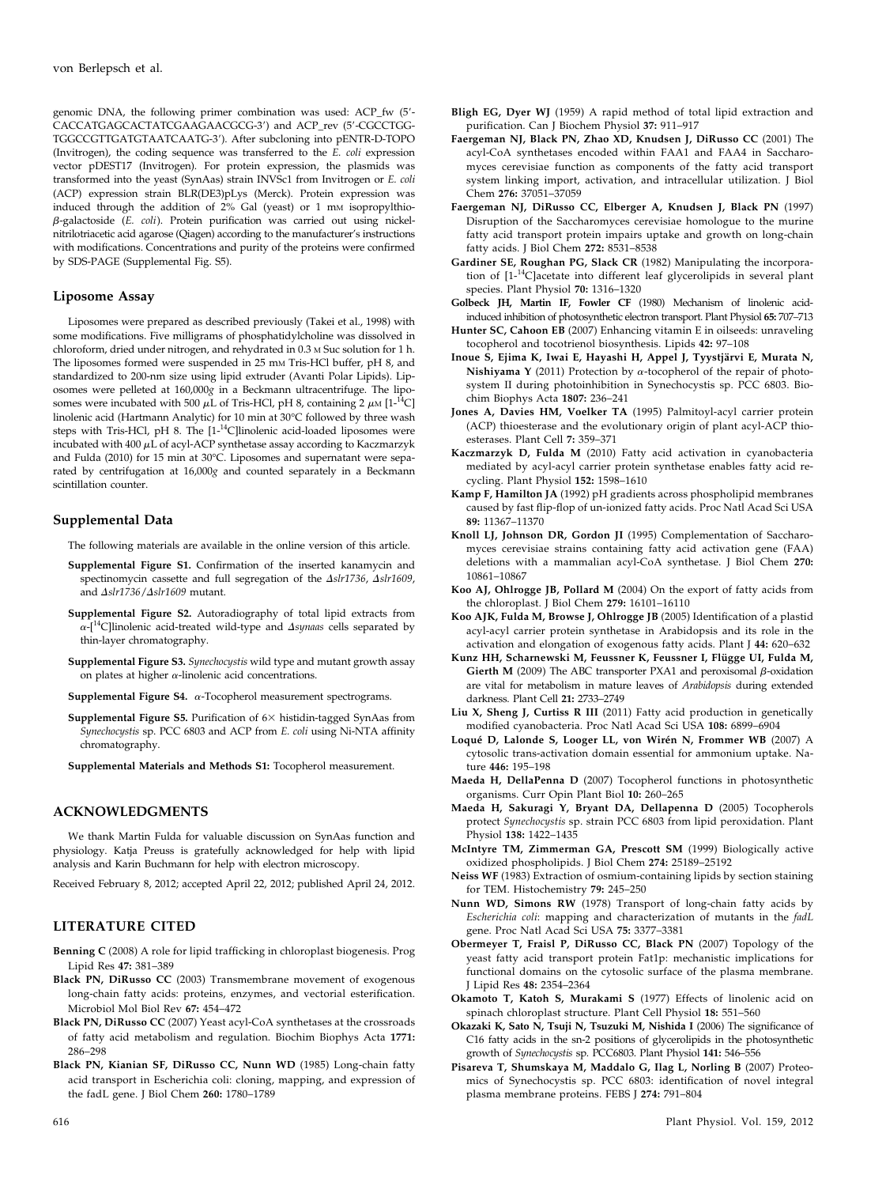genomic DNA, the following primer combination was used: ACP_fw (5′-CACCATGAGCACTATCGAAGAACGCG-3′) and ACP_rev (5′-CGCCTGG-TGGCCGTTGATGTAATCAATG-3′). After subcloning into pENTR-D-TOPO (Invitrogen), the coding sequence was transferred to the *E. coli* expression vector pDEST17 (Invitrogen). For protein expression, the plasmids was transformed into the yeast (SynAas) strain INVSc1 from Invitrogen or *E. coli* (ACP) expression strain BLR(DE3)pLys (Merck). Protein expression was induced through the addition of 2% Gal (yeast) or 1 mM isopropylthio-$\beta$-galactoside (*E. coli*). Protein purification was carried out using nickel-nitrilotriacetic acid agarose (Qiagen) according to the manufacturer's instructions with modifications. Concentrations and purity of the proteins were confirmed by SDS-PAGE (Supplemental Fig. S5).

## Liposome Assay

Liposomes were prepared as described previously (Takei et al., 1998) with some modifications. Five milligrams of phosphatidylcholine was dissolved in chloroform, dried under nitrogen, and rehydrated in 0.3 M Suc solution for 1 h. The liposomes formed were suspended in 25 mM Tris-HCl buffer, pH 8, and standardized to 200-nm size using lipid extruder (Avanti Polar Lipids). Liposomes were pelleted at 160,000*g* in a Beckmann ultracentrifuge. The liposomes were incubated with 500 $\mu$L of Tris-HCl, pH 8, containing 2 $\mu$M [1-$^{14}$C] linolenic acid (Hartmann Analytic) for 10 min at 30°C followed by three wash steps with Tris-HCl, pH 8. The [1-$^{14}$C]linolenic acid-loaded liposomes were incubated with 400 $\mu$L of acyl-ACP synthetase assay according to Kaczmarzyk and Fulda (2010) for 15 min at 30°C. Liposomes and supernatant were separated by centrifugation at 16,000*g* and counted separately in a Beckmann scintillation counter.

## Supplemental Data

The following materials are available in the online version of this article.

**Supplemental Figure S1.** Confirmation of the inserted kanamycin and spectinomycin cassette and full segregation of the $\Delta$*slr1736*, $\Delta$*slr1609*, and $\Delta$*slr1736*/$\Delta$*slr1609* mutant.

**Supplemental Figure S2.** Autoradiography of total lipid extracts from $\alpha$-[$^{14}$C]linolenic acid-treated wild-type and $\Delta$*synaas* cells separated by thin-layer chromatography.

**Supplemental Figure S3.** *Synechocystis* wild type and mutant growth assay on plates at higher $\alpha$-linolenic acid concentrations.

**Supplemental Figure S4.** $\alpha$-Tocopherol measurement spectrograms.

**Supplemental Figure S5.** Purification of 6× histidin-tagged SynAas from *Synechocystis* sp. PCC 6803 and ACP from *E. coli* using Ni-NTA affinity chromatography.

**Supplemental Materials and Methods S1:** Tocopherol measurement.

## ACKNOWLEDGMENTS

We thank Martin Fulda for valuable discussion on SynAas function and physiology. Katja Preuss is gratefully acknowledged for help with lipid analysis and Karin Buchmann for help with electron microscopy.

Received February 8, 2012; accepted April 22, 2012; published April 24, 2012.

## LITERATURE CITED

**Benning C** (2008) A role for lipid trafficking in chloroplast biogenesis. Prog Lipid Res **47:** 381–389

**Black PN, DiRusso CC** (2003) Transmembrane movement of exogenous long-chain fatty acids: proteins, enzymes, and vectorial esterification. Microbiol Mol Biol Rev **67:** 454–472

**Black PN, DiRusso CC** (2007) Yeast acyl-CoA synthetases at the crossroads of fatty acid metabolism and regulation. Biochim Biophys Acta **1771:** 286–298

**Black PN, Kianian SF, DiRusso CC, Nunn WD** (1985) Long-chain fatty acid transport in Escherichia coli: cloning, mapping, and expression of the fadL gene. J Biol Chem **260:** 1780–1789

**Bligh EG, Dyer WJ** (1959) A rapid method of total lipid extraction and purification. Can J Biochem Physiol **37:** 911–917

**Faergeman NJ, Black PN, Zhao XD, Knudsen J, DiRusso CC** (2001) The acyl-CoA synthetases encoded within FAA1 and FAA4 in Saccharomyces cerevisiae function as components of the fatty acid transport system linking import, activation, and intracellular utilization. J Biol Chem **276:** 37051–37059

**Faergeman NJ, DiRusso CC, Elberger A, Knudsen J, Black PN** (1997) Disruption of the Saccharomyces cerevisiae homologue to the murine fatty acid transport protein impairs uptake and growth on long-chain fatty acids. J Biol Chem **272:** 8531–8538

**Gardiner SE, Roughan PG, Slack CR** (1982) Manipulating the incorporation of [1-$^{14}$C]acetate into different leaf glycerolipids in several plant species. Plant Physiol **70:** 1316–1320

**Golbeck JH, Martin IF, Fowler CF** (1980) Mechanism of linolenic acid-induced inhibition of photosynthetic electron transport. Plant Physiol **65:** 707–713

**Hunter SC, Cahoon EB** (2007) Enhancing vitamin E in oilseeds: unraveling tocopherol and tocotrienol biosynthesis. Lipids **42:** 97–108

**Inoue S, Ejima K, Iwai E, Hayashi H, Appel J, Tyystjärvi E, Murata N, Nishiyama Y** (2011) Protection by $\alpha$-tocopherol of the repair of photosystem II during photoinhibition in Synechocystis sp. PCC 6803. Biochim Biophys Acta **1807:** 236–241

**Jones A, Davies HM, Voelker TA** (1995) Palmitoyl-acyl carrier protein (ACP) thioesterase and the evolutionary origin of plant acyl-ACP thioesterases. Plant Cell **7:** 359–371

**Kaczmarzyk D, Fulda M** (2010) Fatty acid activation in cyanobacteria mediated by acyl-acyl carrier protein synthetase enables fatty acid recycling. Plant Physiol **152:** 1598–1610

**Kamp F, Hamilton JA** (1992) pH gradients across phospholipid membranes caused by fast flip-flop of un-ionized fatty acids. Proc Natl Acad Sci USA **89:** 11367–11370

**Knoll LJ, Johnson DR, Gordon JI** (1995) Complementation of Saccharomyces cerevisiae strains containing fatty acid activation gene (FAA) deletions with a mammalian acyl-CoA synthetase. J Biol Chem **270:** 10861–10867

**Koo AJ, Ohlrogge JB, Pollard M** (2004) On the export of fatty acids from the chloroplast. J Biol Chem **279:** 16101–16110

**Koo AJK, Fulda M, Browse J, Ohlrogge JB** (2005) Identification of a plastid acyl-acyl carrier protein synthetase in Arabidopsis and its role in the activation and elongation of exogenous fatty acids. Plant J **44:** 620–632

**Kunz HH, Scharnewski M, Feussner K, Feussner I, Flügge UI, Fulda M, Gierth M** (2009) The ABC transporter PXA1 and peroxisomal $\beta$-oxidation are vital for metabolism in mature leaves of *Arabidopsis* during extended darkness. Plant Cell **21:** 2733–2749

**Liu X, Sheng J, Curtiss R III** (2011) Fatty acid production in genetically modified cyanobacteria. Proc Natl Acad Sci USA **108:** 6899–6904

**Loqué D, Lalonde S, Looger LL, von Wirén N, Frommer WB** (2007) A cytosolic trans-activation domain essential for ammonium uptake. Nature **446:** 195–198

**Maeda H, DellaPenna D** (2007) Tocopherol functions in photosynthetic organisms. Curr Opin Plant Biol **10:** 260–265

**Maeda H, Sakuragi Y, Bryant DA, Dellapenna D** (2005) Tocopherols protect *Synechocystis* sp. strain PCC 6803 from lipid peroxidation. Plant Physiol **138:** 1422–1435

**McIntyre TM, Zimmerman GA, Prescott SM** (1999) Biologically active oxidized phospholipids. J Biol Chem **274:** 25189–25192

**Neiss WF** (1983) Extraction of osmium-containing lipids by section staining for TEM. Histochemistry **79:** 245–250

**Nunn WD, Simons RW** (1978) Transport of long-chain fatty acids by *Escherichia coli*: mapping and characterization of mutants in the *fadL* gene. Proc Natl Acad Sci USA **75:** 3377–3381

**Obermeyer T, Fraisl P, DiRusso CC, Black PN** (2007) Topology of the yeast fatty acid transport protein Fat1p: mechanistic implications for functional domains on the cytosolic surface of the plasma membrane. J Lipid Res **48:** 2354–2364

**Okamoto T, Katoh S, Murakami S** (1977) Effects of linolenic acid on spinach chloroplast structure. Plant Cell Physiol **18:** 551–560

**Okazaki K, Sato N, Tsuji N, Tsuzuki M, Nishida I** (2006) The significance of C16 fatty acids in the sn-2 positions of glycerolipids in the photosynthetic growth of *Synechocystis* sp. PCC6803. Plant Physiol **141:** 546–556

**Pisareva T, Shumskaya M, Maddalo G, Ilag L, Norling B** (2007) Proteomics of Synechocystis sp. PCC 6803: identification of novel integral plasma membrane proteins. FEBS J **274:** 791–804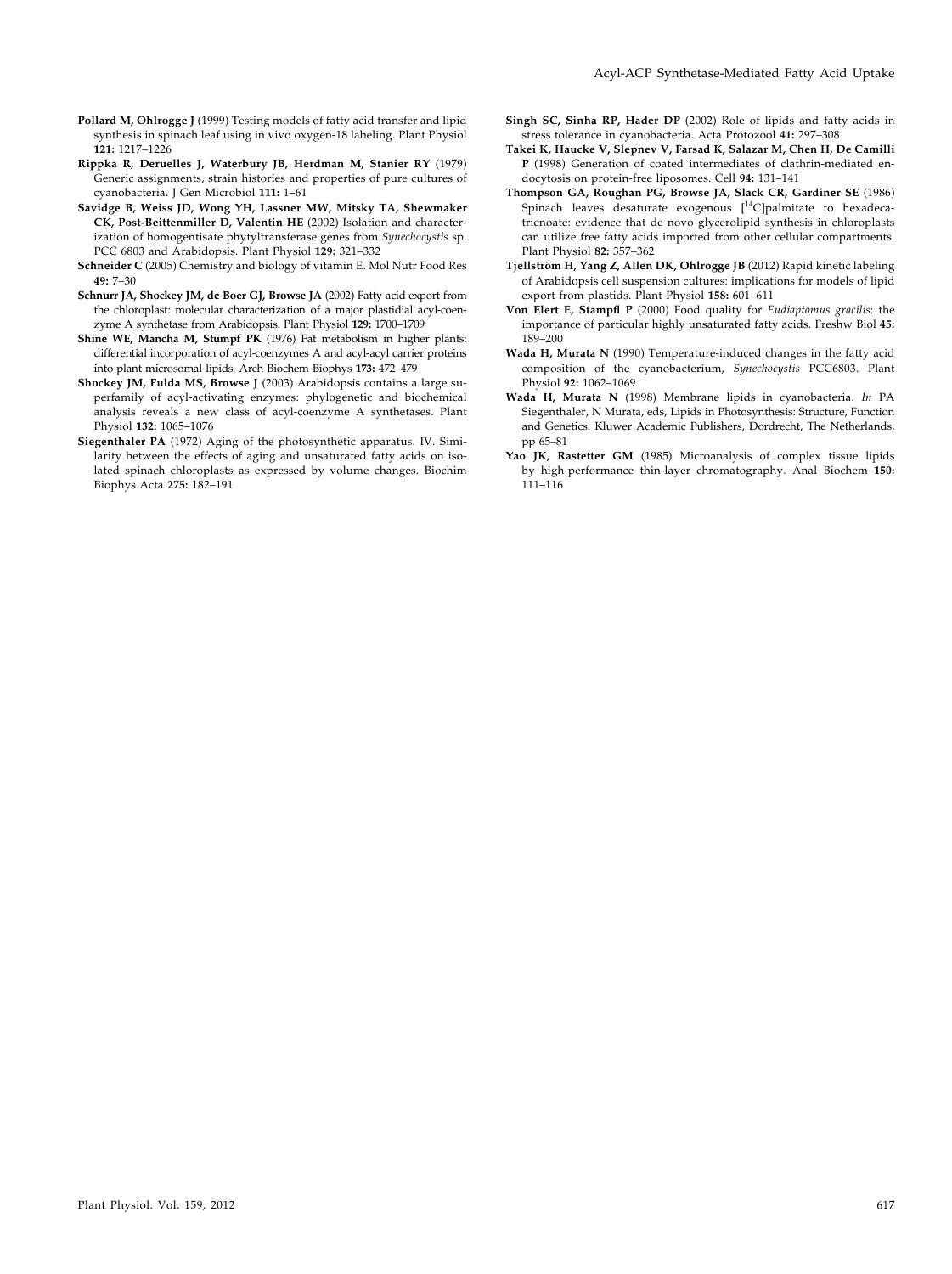**Pollard M, Ohlrogge J** (1999) Testing models of fatty acid transfer and lipid synthesis in spinach leaf using in vivo oxygen-18 labeling. Plant Physiol **121:** 1217–1226

**Rippka R, Deruelles J, Waterbury JB, Herdman M, Stanier RY** (1979) Generic assignments, strain histories and properties of pure cultures of cyanobacteria. J Gen Microbiol **111:** 1–61

**Savidge B, Weiss JD, Wong YH, Lassner MW, Mitsky TA, Shewmaker CK, Post-Beittenmiller D, Valentin HE** (2002) Isolation and characterization of homogentisate phytyltransferase genes from *Synechocystis* sp. PCC 6803 and Arabidopsis. Plant Physiol **129:** 321–332

**Schneider C** (2005) Chemistry and biology of vitamin E. Mol Nutr Food Res **49:** 7–30

**Schnurr JA, Shockey JM, de Boer GJ, Browse JA** (2002) Fatty acid export from the chloroplast: molecular characterization of a major plastidial acyl-coenzyme A synthetase from Arabidopsis. Plant Physiol **129:** 1700–1709

**Shine WE, Mancha M, Stumpf PK** (1976) Fat metabolism in higher plants: differential incorporation of acyl-coenzymes A and acyl-acyl carrier proteins into plant microsomal lipids. Arch Biochem Biophys **173:** 472–479

**Shockey JM, Fulda MS, Browse J** (2003) Arabidopsis contains a large superfamily of acyl-activating enzymes: phylogenetic and biochemical analysis reveals a new class of acyl-coenzyme A synthetases. Plant Physiol **132:** 1065–1076

**Siegenthaler PA** (1972) Aging of the photosynthetic apparatus. IV. Similarity between the effects of aging and unsaturated fatty acids on isolated spinach chloroplasts as expressed by volume changes. Biochim Biophys Acta **275:** 182–191

**Singh SC, Sinha RP, Hader DP** (2002) Role of lipids and fatty acids in stress tolerance in cyanobacteria. Acta Protozool **41:** 297–308

**Takei K, Haucke V, Slepnev V, Farsad K, Salazar M, Chen H, De Camilli P** (1998) Generation of coated intermediates of clathrin-mediated endocytosis on protein-free liposomes. Cell **94:** 131–141

**Thompson GA, Roughan PG, Browse JA, Slack CR, Gardiner SE** (1986) Spinach leaves desaturate exogenous [$^{14}$C]palmitate to hexadecatrienoate: evidence that de novo glycerolipid synthesis in chloroplasts can utilize free fatty acids imported from other cellular compartments. Plant Physiol **82:** 357–362

**Tjellström H, Yang Z, Allen DK, Ohlrogge JB** (2012) Rapid kinetic labeling of Arabidopsis cell suspension cultures: implications for models of lipid export from plastids. Plant Physiol **158:** 601–611

**Von Elert E, Stampfl P** (2000) Food quality for *Eudiaptomus gracilis*: the importance of particular highly unsaturated fatty acids. Freshw Biol **45:** 189–200

**Wada H, Murata N** (1990) Temperature-induced changes in the fatty acid composition of the cyanobacterium, *Synechocystis* PCC6803. Plant Physiol **92:** 1062–1069

**Wada H, Murata N** (1998) Membrane lipids in cyanobacteria. *In* PA Siegenthaler, N Murata, eds, Lipids in Photosynthesis: Structure, Function and Genetics. Kluwer Academic Publishers, Dordrecht, The Netherlands, pp 65–81

**Yao JK, Rastetter GM** (1985) Microanalysis of complex tissue lipids by high-performance thin-layer chromatography. Anal Biochem **150:** 111–116